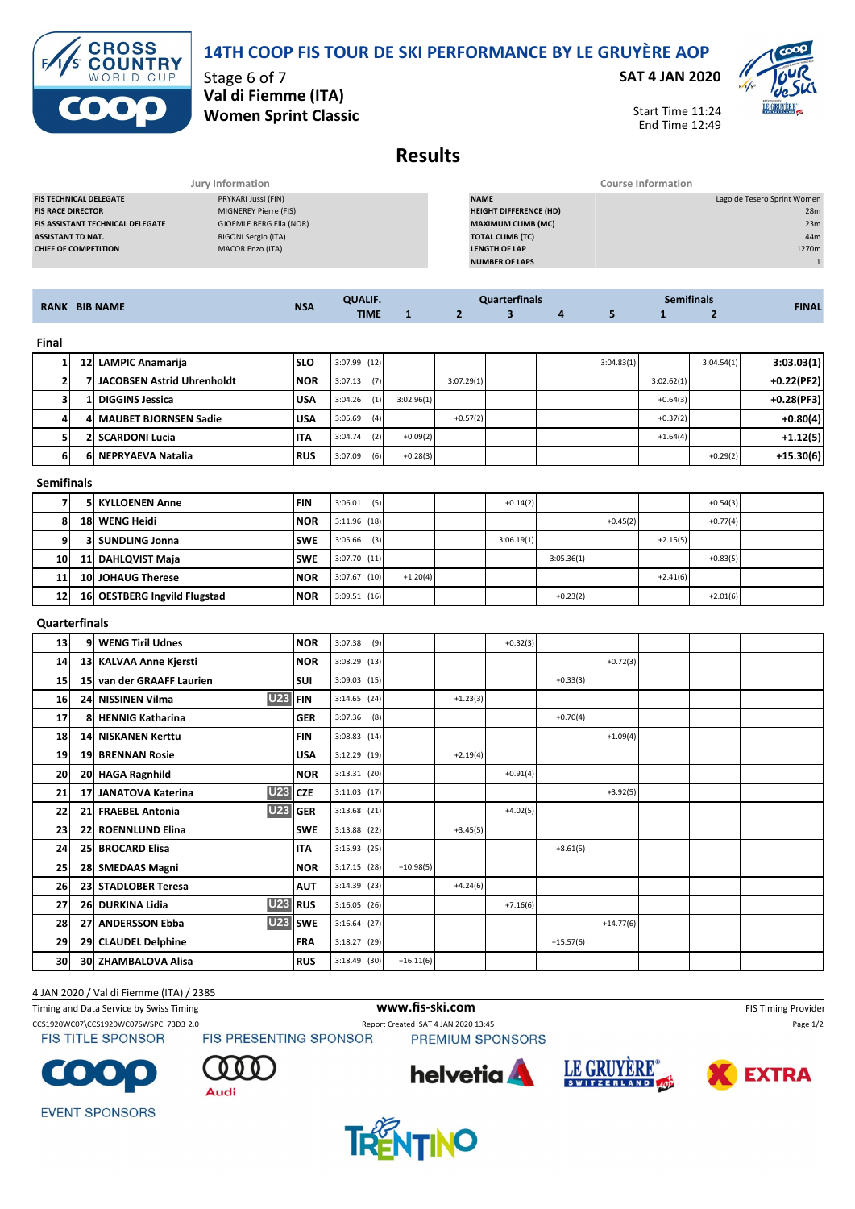# 14TH COOP FIS TOUR DE SKI PERFORMANCE BY LE GRUYÈRE AOP

Stage 6 of 7
**Val di Fiemme (ITA)**
**Women Sprint Classic**

**SAT 4 JAN 2020**

Start Time 11:24
End Time 12:49

## Results

| Jury Information | |
|---|---|
| FIS TECHNICAL DELEGATE | PRYKARI Jussi (FIN) |
| FIS RACE DIRECTOR | MIGNEREY Pierre (FIS) |
| FIS ASSISTANT TECHNICAL DELEGATE | GJOEMLE BERG Ella (NOR) |
| ASSISTANT TD NAT. | RIGONI Sergio (ITA) |
| CHIEF OF COMPETITION | MACOR Enzo (ITA) |

| Course Information | |
|---|---|
| NAME | Lago de Tesero Sprint Women |
| HEIGHT DIFFERENCE (HD) | 28m |
| MAXIMUM CLIMB (MC) | 23m |
| TOTAL CLIMB (TC) | 44m |
| LENGTH OF LAP | 1270m |
| NUMBER OF LAPS | 1 |

| RANK | BIB | NAME | NSA | QUALIF. TIME | Quarterfinals 1 | Quarterfinals 2 | Quarterfinals 3 | Quarterfinals 4 | Quarterfinals 5 | Semifinals 1 | Semifinals 2 | FINAL |
|---|---|---|---|---|---|---|---|---|---|---|---|---|
| **Final** | | | | | | | | | | | | |
| 1 | 12 | LAMPIC Anamarija | SLO | 3:07.99 (12) | | | | | 3:04.83(1) | | 3:04.54(1) | 3:03.03(1) |
| 2 | 7 | JACOBSEN Astrid Uhrenholdt | NOR | 3:07.13 (7) | | 3:07.29(1) | | | | 3:02.62(1) | | +0.22(PF2) |
| 3 | 1 | DIGGINS Jessica | USA | 3:04.26 (1) | 3:02.96(1) | | | | | +0.64(3) | | +0.28(PF3) |
| 4 | 4 | MAUBET BJORNSEN Sadie | USA | 3:05.69 (4) | | +0.57(2) | | | | +0.37(2) | | +0.80(4) |
| 5 | 2 | SCARDONI Lucia | ITA | 3:04.74 (2) | +0.09(2) | | | | | +1.64(4) | | +1.12(5) |
| 6 | 6 | NEPRYAEVA Natalia | RUS | 3:07.09 (6) | +0.28(3) | | | | | | +0.29(2) | +15.30(6) |
| **Semifinals** | | | | | | | | | | | | |
| 7 | 5 | KYLLOENEN Anne | FIN | 3:06.01 (5) | | | +0.14(2) | | | | +0.54(3) | |
| 8 | 18 | WENG Heidi | NOR | 3:11.96 (18) | | | | | +0.45(2) | | +0.77(4) | |
| 9 | 3 | SUNDLING Jonna | SWE | 3:05.66 (3) | | | 3:06.19(1) | | | +2.15(5) | | |
| 10 | 11 | DAHLQVIST Maja | SWE | 3:07.70 (11) | | | | 3:05.36(1) | | | +0.83(5) | |
| 11 | 10 | JOHAUG Therese | NOR | 3:07.67 (10) | +1.20(4) | | | | | +2.41(6) | | |
| 12 | 16 | OESTBERG Ingvild Flugstad | NOR | 3:09.51 (16) | | | | +0.23(2) | | | +2.01(6) | |
| **Quarterfinals** | | | | | | | | | | | | |
| 13 | 9 | WENG Tiril Udnes | NOR | 3:07.38 (9) | | | +0.32(3) | | | | | |
| 14 | 13 | KALVAA Anne Kjersti | NOR | 3:08.29 (13) | | | | | +0.72(3) | | | |
| 15 | 15 | van der GRAAFF Laurien | SUI | 3:09.03 (15) | | | | +0.33(3) | | | | |
| 16 | 24 | NISSINEN Vilma U23 | FIN | 3:14.65 (24) | | +1.23(3) | | | | | | |
| 17 | 8 | HENNIG Katharina | GER | 3:07.36 (8) | | | | +0.70(4) | | | | |
| 18 | 14 | NISKANEN Kerttu | FIN | 3:08.83 (14) | | | | | +1.09(4) | | | |
| 19 | 19 | BRENNAN Rosie | USA | 3:12.29 (19) | | +2.19(4) | | | | | | |
| 20 | 20 | HAGA Ragnhild | NOR | 3:13.31 (20) | | | +0.91(4) | | | | | |
| 21 | 17 | JANATOVA Katerina U23 | CZE | 3:11.03 (17) | | | | | +3.92(5) | | | |
| 22 | 21 | FRAEBEL Antonia U23 | GER | 3:13.68 (21) | | | +4.02(5) | | | | | |
| 23 | 22 | ROENNLUND Elina | SWE | 3:13.88 (22) | | +3.45(5) | | | | | | |
| 24 | 25 | BROCARD Elisa | ITA | 3:15.93 (25) | | | | +8.61(5) | | | | |
| 25 | 28 | SMEDAAS Magni | NOR | 3:17.15 (28) | +10.98(5) | | | | | | | |
| 26 | 23 | STADLOBER Teresa | AUT | 3:14.39 (23) | | +4.24(6) | | | | | | |
| 27 | 26 | DURKINA Lidia U23 | RUS | 3:16.05 (26) | | | +7.16(6) | | | | | |
| 28 | 27 | ANDERSSON Ebba U23 | SWE | 3:16.64 (27) | | | | | +14.77(6) | | | |
| 29 | 29 | CLAUDEL Delphine | FRA | 3:18.27 (29) | | | | +15.57(6) | | | | |
| 30 | 30 | ZHAMBALOVA Alisa | RUS | 3:18.49 (30) | +16.11(6) | | | | | | | |

4 JAN 2020 / Val di Fiemme (ITA) / 2385

Timing and Data Service by Swiss Timing — www.fis-ski.com — FIS Timing Provider

CCS1920WC07\CCS1920WC07SWSPC_73D3 2.0 — Report Created SAT 4 JAN 2020 13:45

FIS TITLE SPONSOR — FIS PRESENTING SPONSOR — PREMIUM SPONSORS

EVENT SPONSORS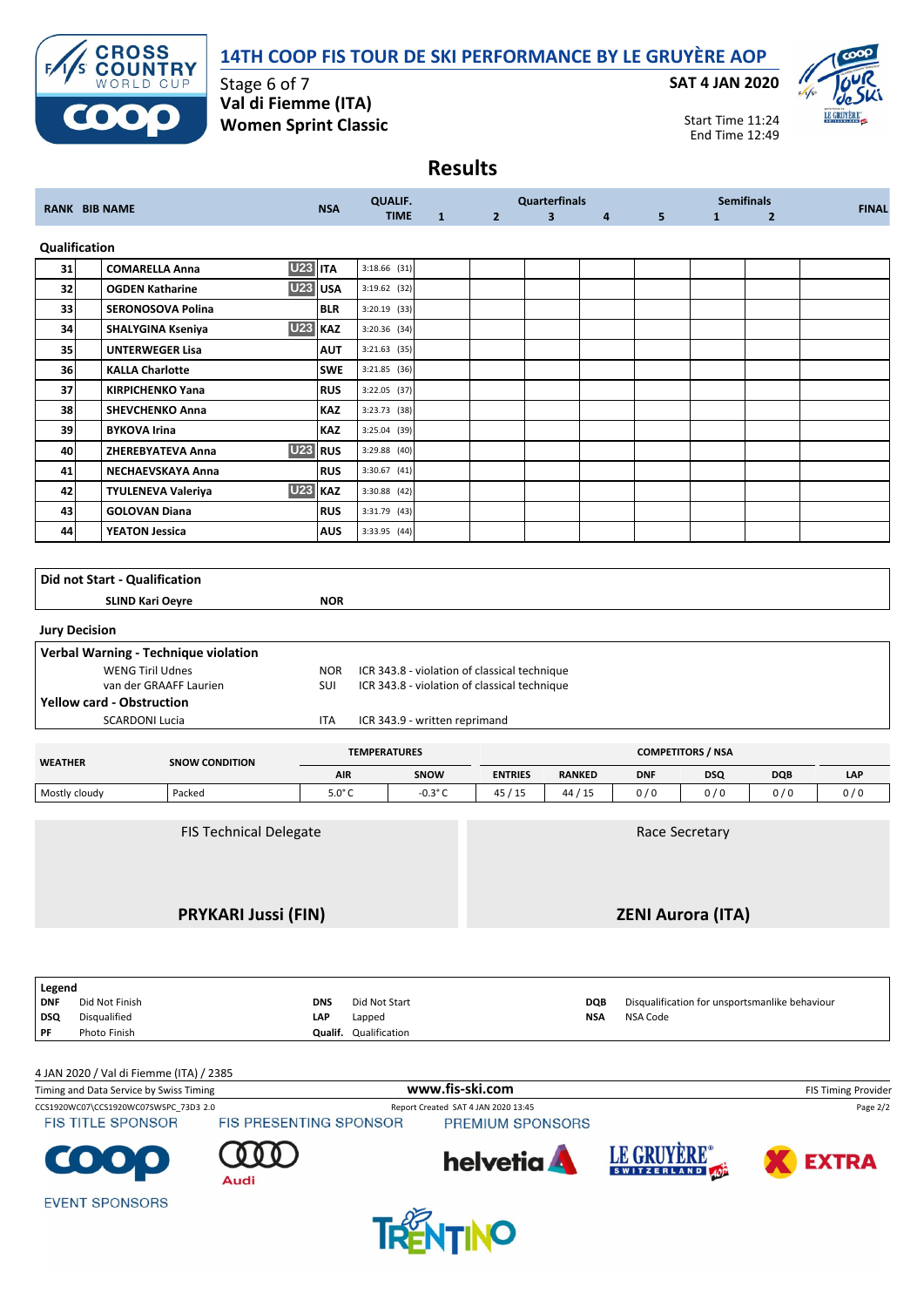# 14TH COOP FIS TOUR DE SKI PERFORMANCE BY LE GRUYÈRE AOP

Stage 6 of 7
**Val di Fiemme (ITA)**
**Women Sprint Classic**

SAT 4 JAN 2020

Start Time 11:24
End Time 12:49

## Results

### Qualification

| RANK | BIB | NAME | | NSA | QUALIF. TIME | QF 1 | QF 2 | QF 3 | QF 4 | QF 5 | SF 1 | SF 2 | FINAL |
|---|---|---|---|---|---|---|---|---|---|---|---|---|---|
| 31 | | COMARELLA Anna | U23 | ITA | 3:18.66 (31) | | | | | | | | |
| 32 | | OGDEN Katharine | U23 | USA | 3:19.62 (32) | | | | | | | | |
| 33 | | SERONOSOVA Polina | | BLR | 3:20.19 (33) | | | | | | | | |
| 34 | | SHALYGINA Kseniya | U23 | KAZ | 3:20.36 (34) | | | | | | | | |
| 35 | | UNTERWEGER Lisa | | AUT | 3:21.63 (35) | | | | | | | | |
| 36 | | KALLA Charlotte | | SWE | 3:21.85 (36) | | | | | | | | |
| 37 | | KIRPICHENKO Yana | | RUS | 3:22.05 (37) | | | | | | | | |
| 38 | | SHEVCHENKO Anna | | KAZ | 3:23.73 (38) | | | | | | | | |
| 39 | | BYKOVA Irina | | KAZ | 3:25.04 (39) | | | | | | | | |
| 40 | | ZHEREBYATEVA Anna | U23 | RUS | 3:29.88 (40) | | | | | | | | |
| 41 | | NECHAEVSKAYA Anna | | RUS | 3:30.67 (41) | | | | | | | | |
| 42 | | TYULENEVA Valeriya | U23 | KAZ | 3:30.88 (42) | | | | | | | | |
| 43 | | GOLOVAN Diana | | RUS | 3:31.79 (43) | | | | | | | | |
| 44 | | YEATON Jessica | | AUS | 3:33.95 (44) | | | | | | | | |

### Did not Start - Qualification

| NAME | NSA |
|---|---|
| SLIND Kari Oeyre | NOR |

### Jury Decision

**Verbal Warning - Technique violation**

| NAME | NSA | Decision |
|---|---|---|
| WENG Tiril Udnes | NOR | ICR 343.8 - violation of classical technique |
| van der GRAAFF Laurien | SUI | ICR 343.8 - violation of classical technique |

**Yellow card - Obstruction**

| NAME | NSA | Decision |
|---|---|---|
| SCARDONI Lucia | ITA | ICR 343.9 - written reprimand |

| WEATHER | SNOW CONDITION | TEMPERATURES AIR | TEMPERATURES SNOW | ENTRIES | RANKED | DNF | DSQ | DQB | LAP |
|---|---|---|---|---|---|---|---|---|---|
| Mostly cloudy | Packed | 5.0° C | -0.3° C | 45 / 15 | 44 / 15 | 0 / 0 | 0 / 0 | 0 / 0 | 0 / 0 |

| FIS Technical Delegate | Race Secretary |
|---|---|
| **PRYKARI Jussi (FIN)** | **ZENI Aurora (ITA)** |

**Legend**

| | | | | | |
|---|---|---|---|---|---|
| DNF | Did Not Finish | DNS | Did Not Start | DQB | Disqualification for unsportsmanlike behaviour |
| DSQ | Disqualified | LAP | Lapped | NSA | NSA Code |
| PF | Photo Finish | Qualif. | Qualification | | |

4 JAN 2020 / Val di Fiemme (ITA) / 2385

Timing and Data Service by Swiss Timing — www.fis-ski.com — FIS Timing Provider

CCS1920WC07\CCS1920WC07SWSPC_73D3 2.0 — Report Created SAT 4 JAN 2020 13:45

FIS TITLE SPONSOR — FIS PRESENTING SPONSOR — PREMIUM SPONSORS

EVENT SPONSORS